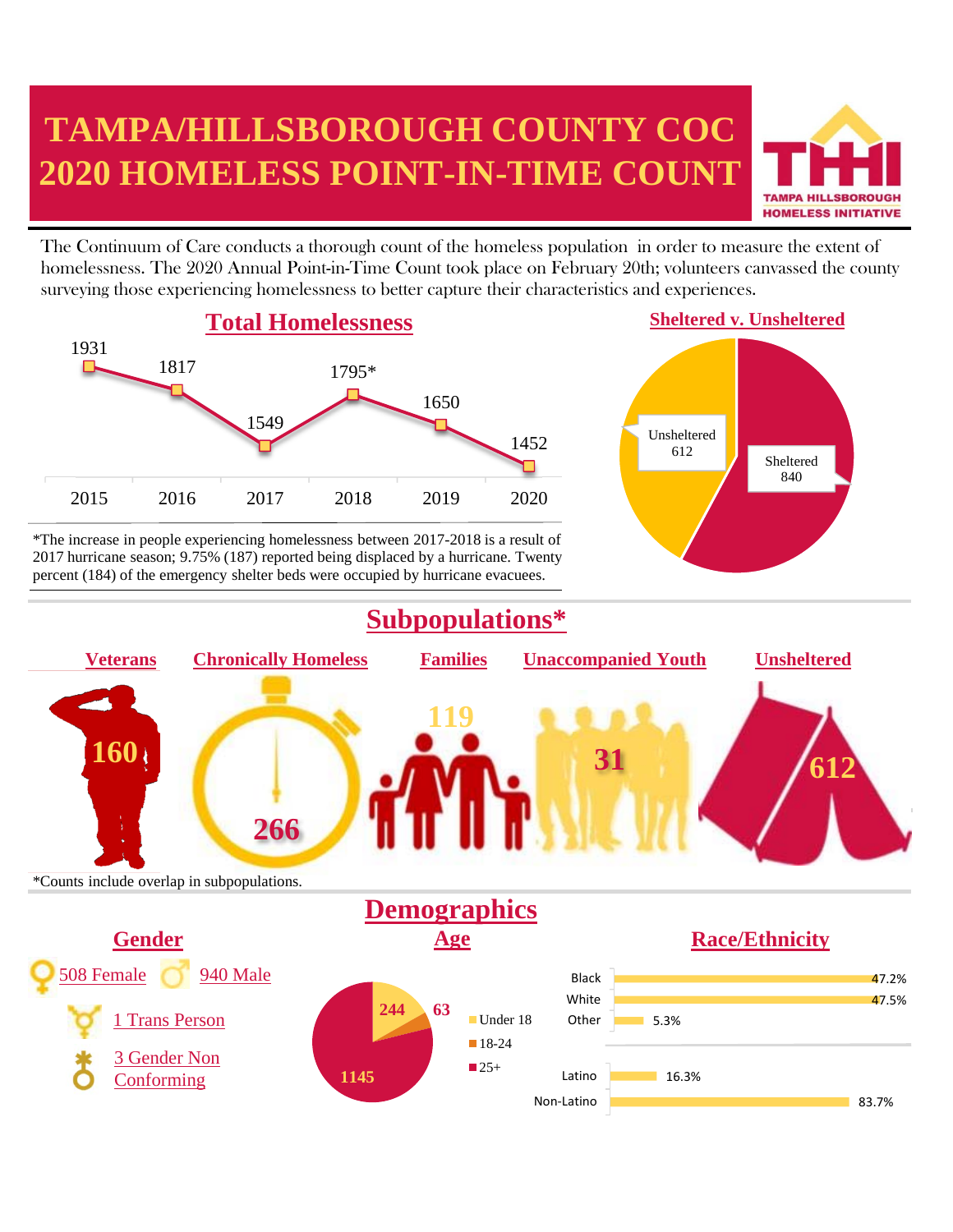# TAMPA/HILLSBOROUGH COUNTY COC 2020 HOMELESS POINT-IN-TIME COUNT

TAMPA HILLSBOROUGH HOMELESS INITIATIVE

The Continuum of Care conducts a thorough count of the homeless population in order to measure the extent of homelessness. The 2020 Annual Point-in-Time Count took place on February 20th; volunteers canvassed the county surveying those experiencing homelessness to better capture their characteristics and experiences.

## Total Homelessness

| Year | Total |
|---|---|
| 2015 | 1931 |
| 2016 | 1817 |
| 2017 | 1549 |
| 2018 | 1795* |
| 2019 | 1650 |
| 2020 | 1452 |

*The increase in people experiencing homelessness between 2017-2018 is a result of 2017 hurricane season; 9.75% (187) reported being displaced by a hurricane. Twenty percent (184) of the emergency shelter beds were occupied by hurricane evacuees.

## Sheltered v. Unsheltered

- Unsheltered 612
- Sheltered 840

## Subpopulations*

| Veterans | Chronically Homeless | Families | Unaccompanied Youth | Unsheltered |
|---|---|---|---|---|
| 160 | 266 | 119 | 31 | 612 |

*Counts include overlap in subpopulations.

## Demographics

### Gender

- 508 Female
- 940 Male
- 1 Trans Person
- 3 Gender Non Conforming

### Age

- Under 18: 244
- 18-24: 63
- 25+: 1145

### Race/Ethnicity

| Race/Ethnicity | Percent |
|---|---|
| Black | 47.2% |
| White | 47.5% |
| Other | 5.3% |
| Latino | 16.3% |
| Non-Latino | 83.7% |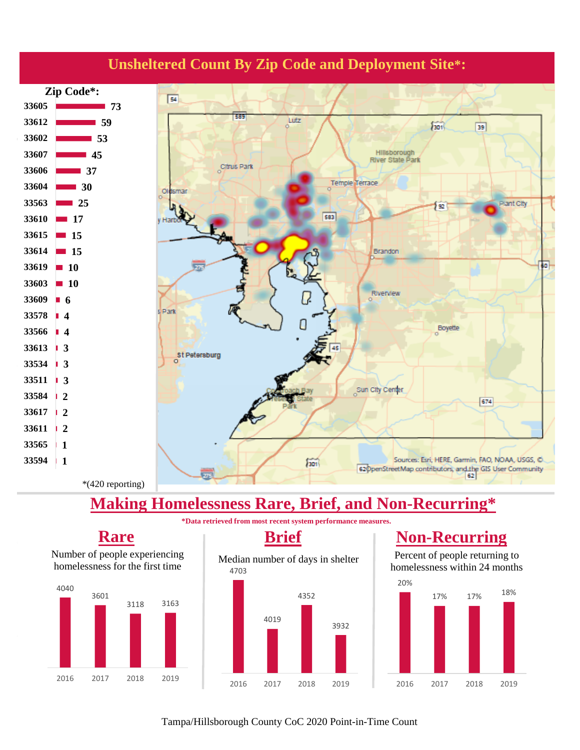## Unsheltered Count By Zip Code and Deployment Site*:

**Zip Code*:**

| Zip Code | Count |
|---|---|
| 33605 | 73 |
| 33612 | 59 |
| 33602 | 53 |
| 33607 | 45 |
| 33606 | 37 |
| 33604 | 30 |
| 33563 | 25 |
| 33610 | 17 |
| 33615 | 15 |
| 33614 | 15 |
| 33619 | 10 |
| 33603 | 10 |
| 33609 | 6 |
| 33578 | 4 |
| 33566 | 4 |
| 33613 | 3 |
| 33534 | 3 |
| 33511 | 3 |
| 33584 | 2 |
| 33617 | 2 |
| 33611 | 2 |
| 33565 | 1 |
| 33594 | 1 |

*(420 reporting)

Sources: Esri, HERE, Garmin, FAO, NOAA, USGS, © OpenStreetMap contributors, and the GIS User Community

## Making Homelessness Rare, Brief, and Non-Recurring*

*Data retrieved from most recent system performance measures.

### Rare

Number of people experiencing homelessness for the first time

| 2016 | 2017 | 2018 | 2019 |
|---|---|---|---|
| 4040 | 3601 | 3118 | 3163 |

### Brief

Median number of days in shelter

| 2016 | 2017 | 2018 | 2019 |
|---|---|---|---|
| 4703 | 4019 | 4352 | 3932 |

### Non-Recurring

Percent of people returning to homelessness within 24 months

| 2016 | 2017 | 2018 | 2019 |
|---|---|---|---|
| 20% | 17% | 17% | 18% |

Tampa/Hillsborough County CoC 2020 Point-in-Time Count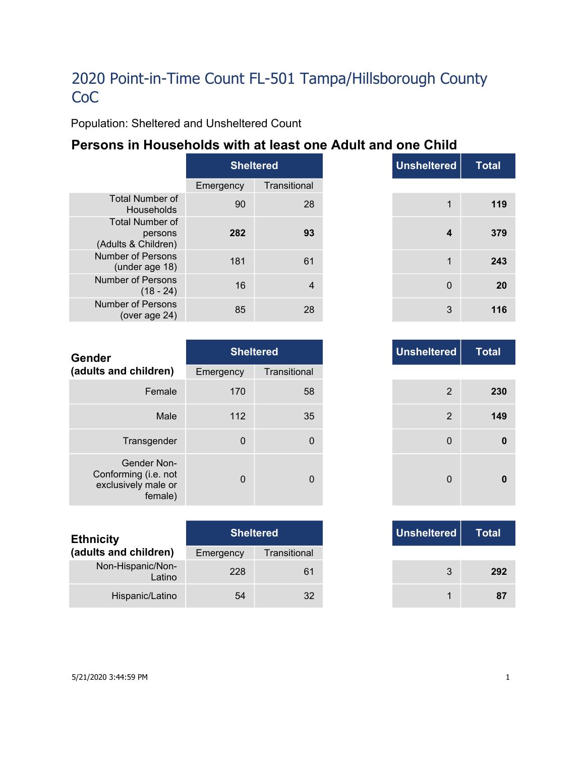# 2020 Point-in-Time Count FL-501 Tampa/Hillsborough County CoC

Population: Sheltered and Unsheltered Count

## Persons in Households with at least one Adult and one Child

| | Sheltered | | Unsheltered | Total |
|---|---|---|---|---|
| | Emergency | Transitional | | |
| Total Number of Households | 90 | 28 | 1 | **119** |
| Total Number of persons (Adults & Children) | **282** | **93** | **4** | **379** |
| Number of Persons (under age 18) | 181 | 61 | 1 | **243** |
| Number of Persons (18 - 24) | 16 | 4 | 0 | **20** |
| Number of Persons (over age 24) | 85 | 28 | 3 | **116** |

| Gender (adults and children) | Sheltered | | Unsheltered | Total |
|---|---|---|---|---|
| | Emergency | Transitional | | |
| Female | 170 | 58 | 2 | **230** |
| Male | 112 | 35 | 2 | **149** |
| Transgender | 0 | 0 | 0 | **0** |
| Gender Non-Conforming (i.e. not exclusively male or female) | 0 | 0 | 0 | **0** |

| Ethnicity (adults and children) | Sheltered | | Unsheltered | Total |
|---|---|---|---|---|
| | Emergency | Transitional | | |
| Non-Hispanic/Non-Latino | 228 | 61 | 3 | **292** |
| Hispanic/Latino | 54 | 32 | 1 | **87** |

5/21/2020 3:44:59 PM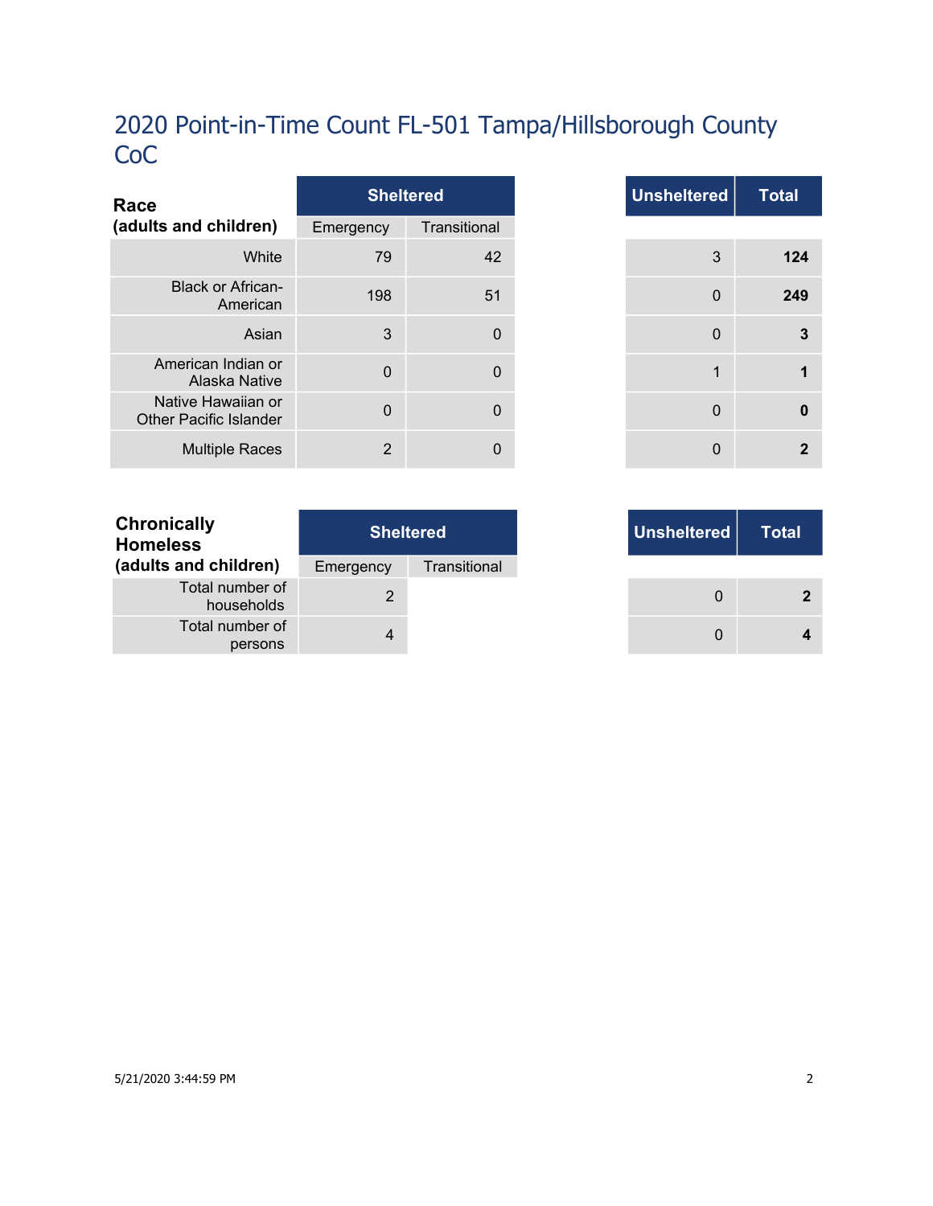# 2020 Point-in-Time Count FL-501 Tampa/Hillsborough County CoC

| Race (adults and children) | Sheltered | | Unsheltered | Total |
|---|---|---|---|---|
| | Emergency | Transitional | | |
| White | 79 | 42 | 3 | **124** |
| Black or African-American | 198 | 51 | 0 | **249** |
| Asian | 3 | 0 | 0 | **3** |
| American Indian or Alaska Native | 0 | 0 | 1 | **1** |
| Native Hawaiian or Other Pacific Islander | 0 | 0 | 0 | **0** |
| Multiple Races | 2 | 0 | 0 | **2** |

| Chronically Homeless (adults and children) | Sheltered | | Unsheltered | Total |
|---|---|---|---|---|
| | Emergency | Transitional | | |
| Total number of households | 2 | | 0 | **2** |
| Total number of persons | 4 | | 0 | **4** |

5/21/2020 3:44:59 PM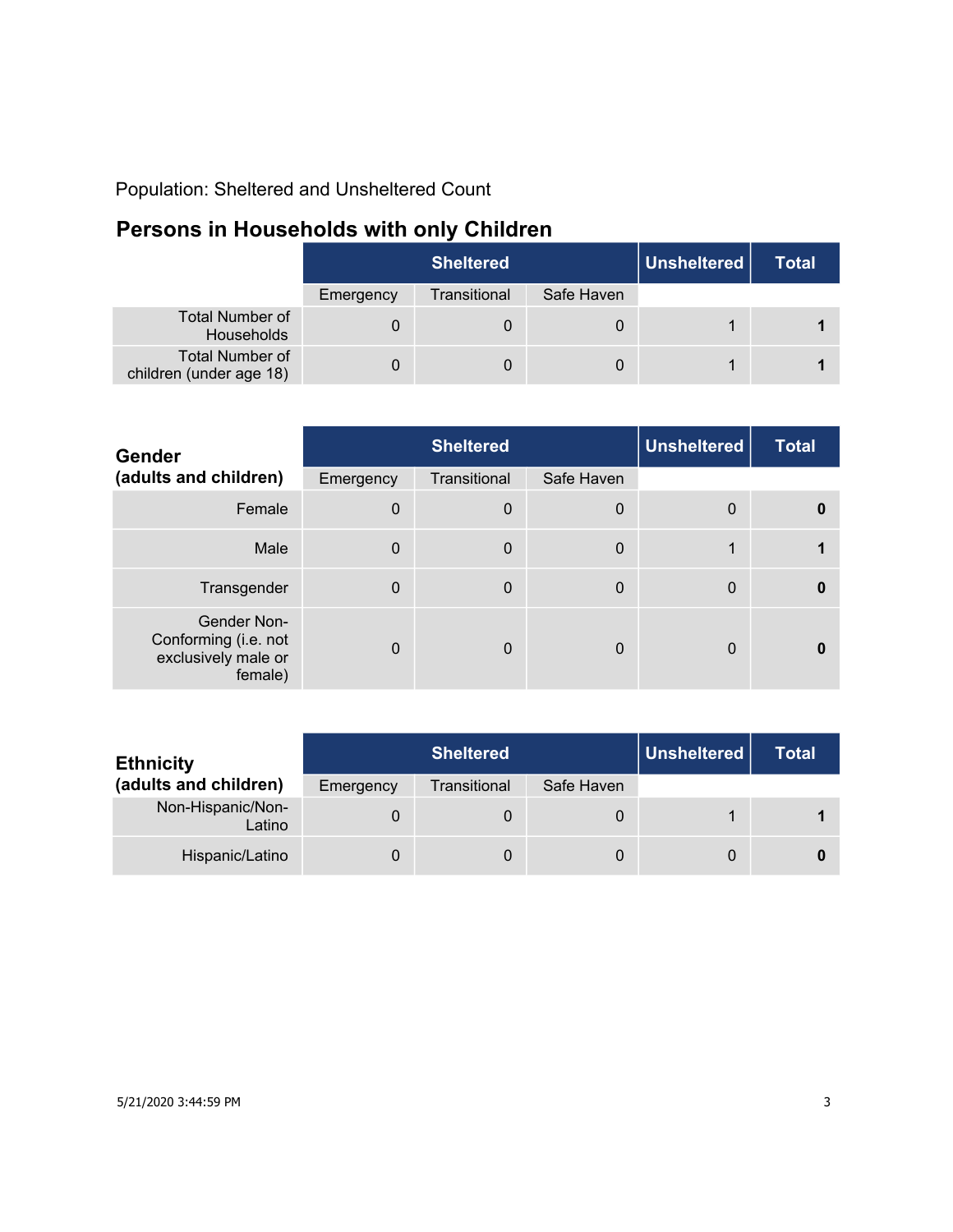Population: Sheltered and Unsheltered Count

## Persons in Households with only Children

| | Sheltered | | | Unsheltered | Total |
|---|---|---|---|---|---|
| | Emergency | Transitional | Safe Haven | | |
| Total Number of Households | 0 | 0 | 0 | 1 | **1** |
| Total Number of children (under age 18) | 0 | 0 | 0 | 1 | **1** |

| **Gender (adults and children)** | Sheltered | | | Unsheltered | Total |
|---|---|---|---|---|---|
| | Emergency | Transitional | Safe Haven | | |
| Female | 0 | 0 | 0 | 0 | **0** |
| Male | 0 | 0 | 0 | 1 | **1** |
| Transgender | 0 | 0 | 0 | 0 | **0** |
| Gender Non-Conforming (i.e. not exclusively male or female) | 0 | 0 | 0 | 0 | **0** |

| **Ethnicity (adults and children)** | Sheltered | | | Unsheltered | Total |
|---|---|---|---|---|---|
| | Emergency | Transitional | Safe Haven | | |
| Non-Hispanic/Non-Latino | 0 | 0 | 0 | 1 | **1** |
| Hispanic/Latino | 0 | 0 | 0 | 0 | **0** |

5/21/2020 3:44:59 PM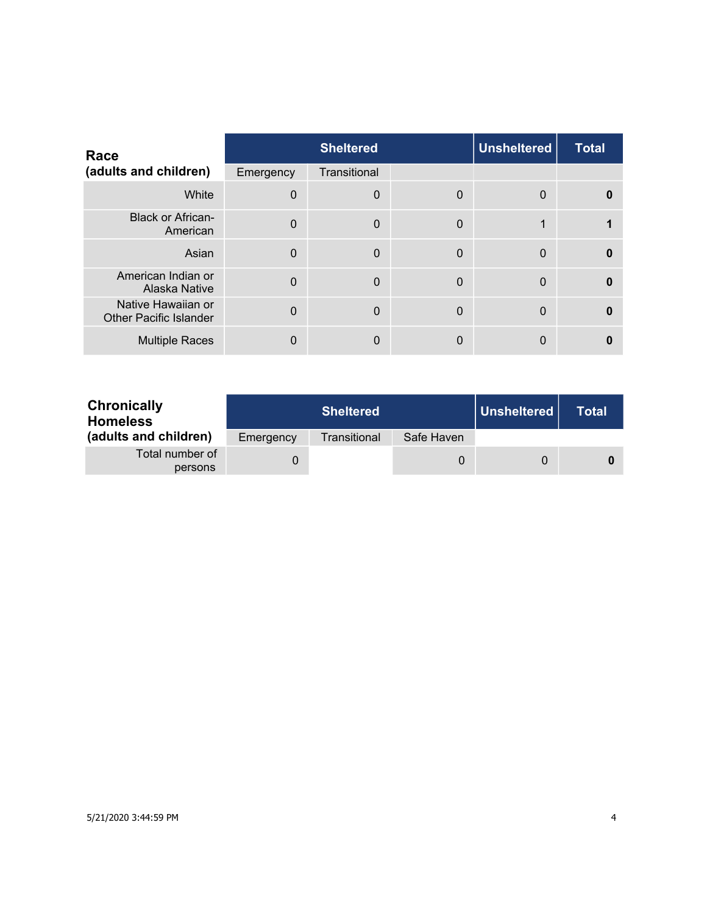| Race (adults and children) | Sheltered | | | Unsheltered | Total |
|---|---|---|---|---|---|
| | Emergency | Transitional | | | |
| White | 0 | 0 | 0 | 0 | **0** |
| Black or African-American | 0 | 0 | 0 | 1 | **1** |
| Asian | 0 | 0 | 0 | 0 | **0** |
| American Indian or Alaska Native | 0 | 0 | 0 | 0 | **0** |
| Native Hawaiian or Other Pacific Islander | 0 | 0 | 0 | 0 | **0** |
| Multiple Races | 0 | 0 | 0 | 0 | **0** |

| Chronically Homeless (adults and children) | Sheltered | | | Unsheltered | Total |
|---|---|---|---|---|---|
| | Emergency | Transitional | Safe Haven | | |
| Total number of persons | 0 | | 0 | 0 | **0** |

5/21/2020 3:44:59 PM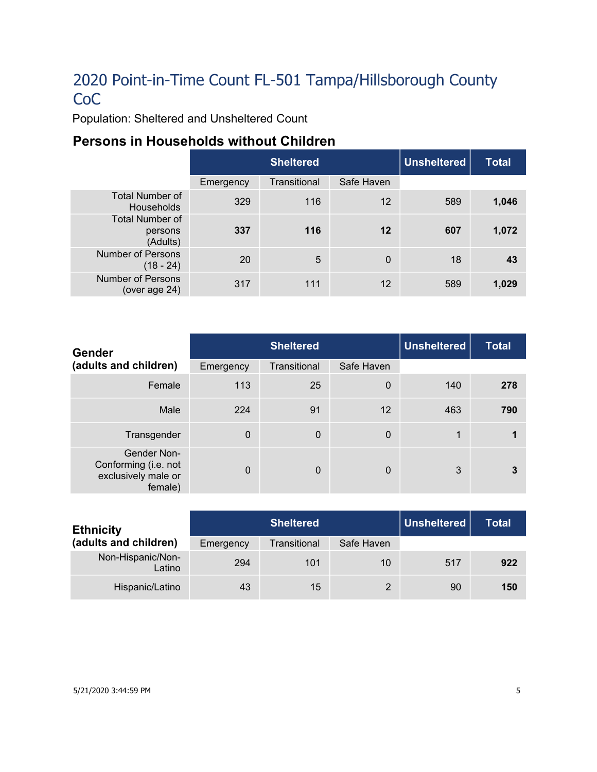# 2020 Point-in-Time Count FL-501 Tampa/Hillsborough County CoC

Population: Sheltered and Unsheltered Count

## Persons in Households without Children

| | Sheltered | | | Unsheltered | Total |
|---|---|---|---|---|---|
| | Emergency | Transitional | Safe Haven | | |
| Total Number of Households | 329 | 116 | 12 | 589 | **1,046** |
| Total Number of persons (Adults) | **337** | **116** | **12** | **607** | **1,072** |
| Number of Persons (18 - 24) | 20 | 5 | 0 | 18 | **43** |
| Number of Persons (over age 24) | 317 | 111 | 12 | 589 | **1,029** |

| **Gender (adults and children)** | Sheltered | | | Unsheltered | Total |
|---|---|---|---|---|---|
| | Emergency | Transitional | Safe Haven | | |
| Female | 113 | 25 | 0 | 140 | **278** |
| Male | 224 | 91 | 12 | 463 | **790** |
| Transgender | 0 | 0 | 0 | 1 | **1** |
| Gender Non-Conforming (i.e. not exclusively male or female) | 0 | 0 | 0 | 3 | **3** |

| **Ethnicity (adults and children)** | Sheltered | | | Unsheltered | Total |
|---|---|---|---|---|---|
| | Emergency | Transitional | Safe Haven | | |
| Non-Hispanic/Non-Latino | 294 | 101 | 10 | 517 | **922** |
| Hispanic/Latino | 43 | 15 | 2 | 90 | **150** |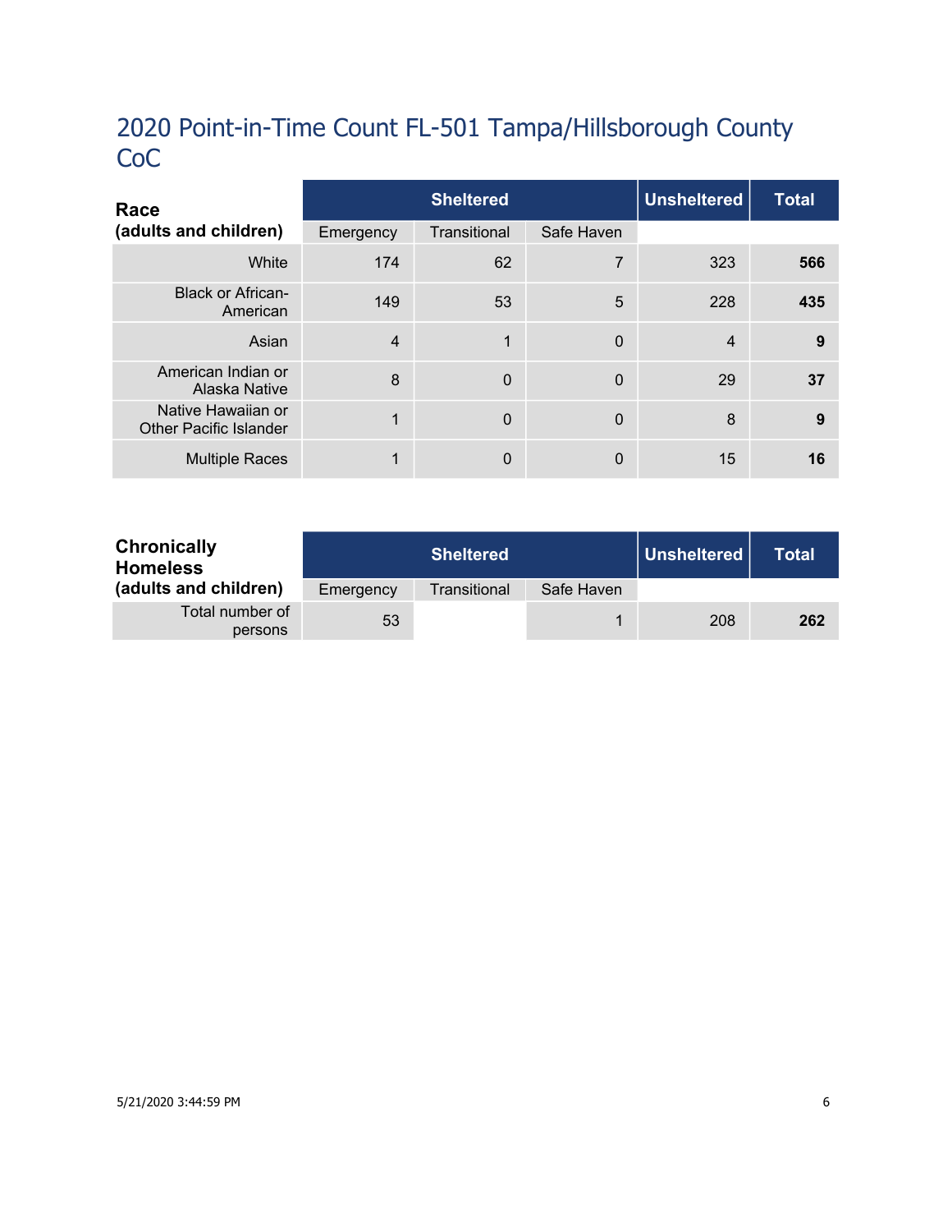# 2020 Point-in-Time Count FL-501 Tampa/Hillsborough County CoC

| Race (adults and children) | Sheltered | | | Unsheltered | Total |
|---|---|---|---|---|---|
| | Emergency | Transitional | Safe Haven | | |
| White | 174 | 62 | 7 | 323 | **566** |
| Black or African-American | 149 | 53 | 5 | 228 | **435** |
| Asian | 4 | 1 | 0 | 4 | **9** |
| American Indian or Alaska Native | 8 | 0 | 0 | 29 | **37** |
| Native Hawaiian or Other Pacific Islander | 1 | 0 | 0 | 8 | **9** |
| Multiple Races | 1 | 0 | 0 | 15 | **16** |

| Chronically Homeless (adults and children) | Sheltered | | | Unsheltered | Total |
|---|---|---|---|---|---|
| | Emergency | Transitional | Safe Haven | | |
| Total number of persons | 53 | | 1 | 208 | **262** |

5/21/2020 3:44:59 PM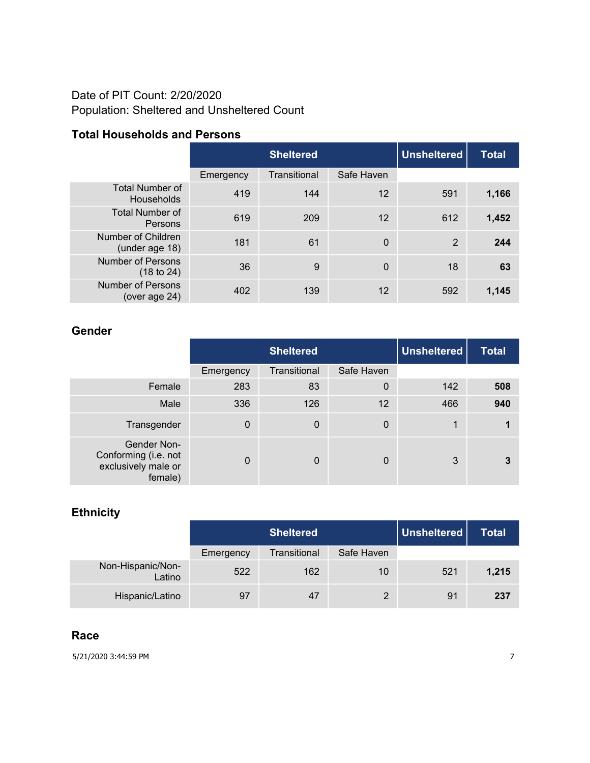Date of PIT Count: 2/20/2020
Population: Sheltered and Unsheltered Count

### Total Households and Persons

| | Sheltered | | | Unsheltered | Total |
|---|---|---|---|---|---|
| | Emergency | Transitional | Safe Haven | | |
| Total Number of Households | 419 | 144 | 12 | 591 | **1,166** |
| Total Number of Persons | 619 | 209 | 12 | 612 | **1,452** |
| Number of Children (under age 18) | 181 | 61 | 0 | 2 | **244** |
| Number of Persons (18 to 24) | 36 | 9 | 0 | 18 | **63** |
| Number of Persons (over age 24) | 402 | 139 | 12 | 592 | **1,145** |

### Gender

| | Sheltered | | | Unsheltered | Total |
|---|---|---|---|---|---|
| | Emergency | Transitional | Safe Haven | | |
| Female | 283 | 83 | 0 | 142 | **508** |
| Male | 336 | 126 | 12 | 466 | **940** |
| Transgender | 0 | 0 | 0 | 1 | **1** |
| Gender Non-Conforming (i.e. not exclusively male or female) | 0 | 0 | 0 | 3 | **3** |

### Ethnicity

| | Sheltered | | | Unsheltered | Total |
|---|---|---|---|---|---|
| | Emergency | Transitional | Safe Haven | | |
| Non-Hispanic/Non-Latino | 522 | 162 | 10 | 521 | **1,215** |
| Hispanic/Latino | 97 | 47 | 2 | 91 | **237** |

### Race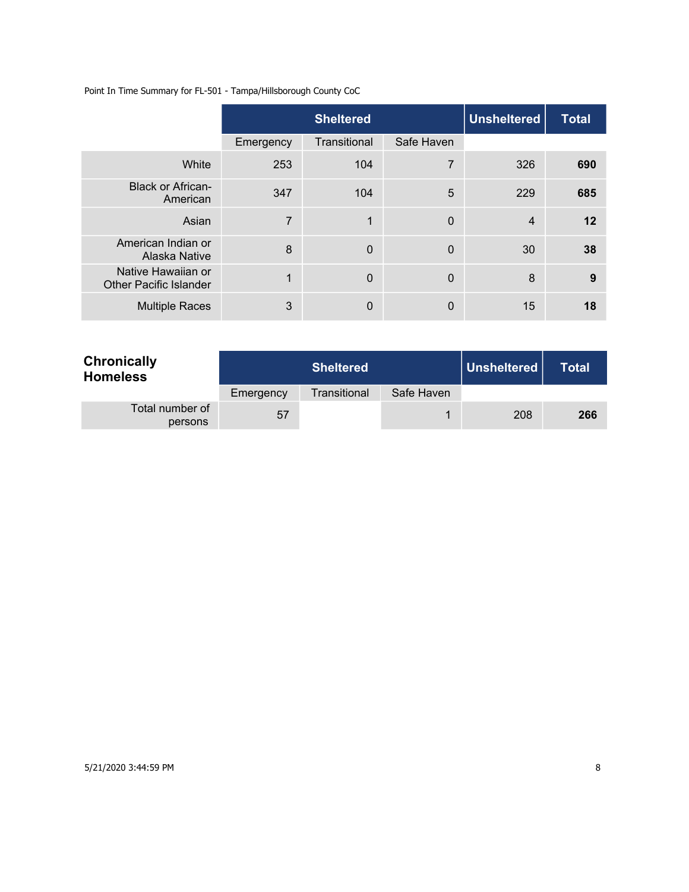Point In Time Summary for FL-501 - Tampa/Hillsborough County CoC

| | Sheltered | | | Unsheltered | Total |
|---|---|---|---|---|---|
| | Emergency | Transitional | Safe Haven | | |
| White | 253 | 104 | 7 | 326 | **690** |
| Black or African-American | 347 | 104 | 5 | 229 | **685** |
| Asian | 7 | 1 | 0 | 4 | **12** |
| American Indian or Alaska Native | 8 | 0 | 0 | 30 | **38** |
| Native Hawaiian or Other Pacific Islander | 1 | 0 | 0 | 8 | **9** |
| Multiple Races | 3 | 0 | 0 | 15 | **18** |

| **Chronically Homeless** | Sheltered | | | Unsheltered | Total |
|---|---|---|---|---|---|
| | Emergency | Transitional | Safe Haven | | |
| Total number of persons | 57 | | 1 | 208 | **266** |

5/21/2020 3:44:59 PM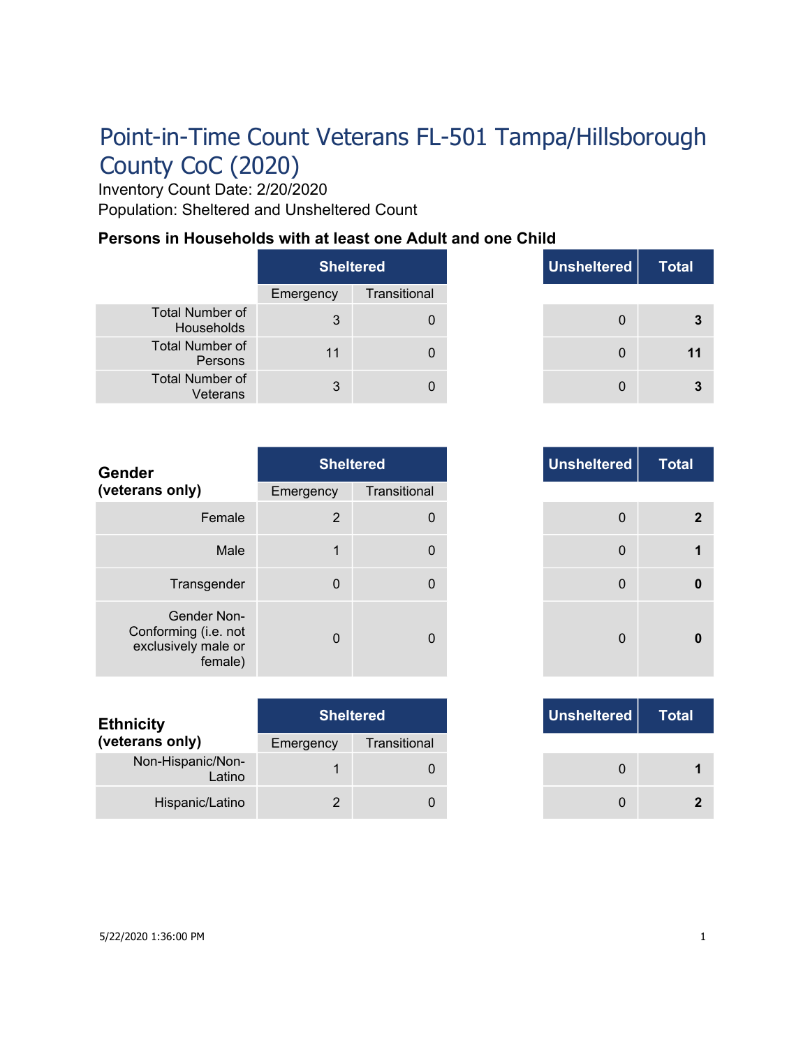# Point-in-Time Count Veterans FL-501 Tampa/Hillsborough County CoC (2020)

Inventory Count Date: 2/20/2020

Population: Sheltered and Unsheltered Count

### Persons in Households with at least one Adult and one Child

| | Sheltered | | Unsheltered | Total |
|---|---|---|---|---|
| | Emergency | Transitional | | |
| Total Number of Households | 3 | 0 | 0 | **3** |
| Total Number of Persons | 11 | 0 | 0 | **11** |
| Total Number of Veterans | 3 | 0 | 0 | **3** |

| **Gender (veterans only)** | Sheltered | | Unsheltered | Total |
|---|---|---|---|---|
| | Emergency | Transitional | | |
| Female | 2 | 0 | 0 | **2** |
| Male | 1 | 0 | 0 | **1** |
| Transgender | 0 | 0 | 0 | **0** |
| Gender Non-Conforming (i.e. not exclusively male or female) | 0 | 0 | 0 | **0** |

| **Ethnicity (veterans only)** | Sheltered | | Unsheltered | Total |
|---|---|---|---|---|
| | Emergency | Transitional | | |
| Non-Hispanic/Non-Latino | 1 | 0 | 0 | **1** |
| Hispanic/Latino | 2 | 0 | 0 | **2** |

5/22/2020 1:36:00 PM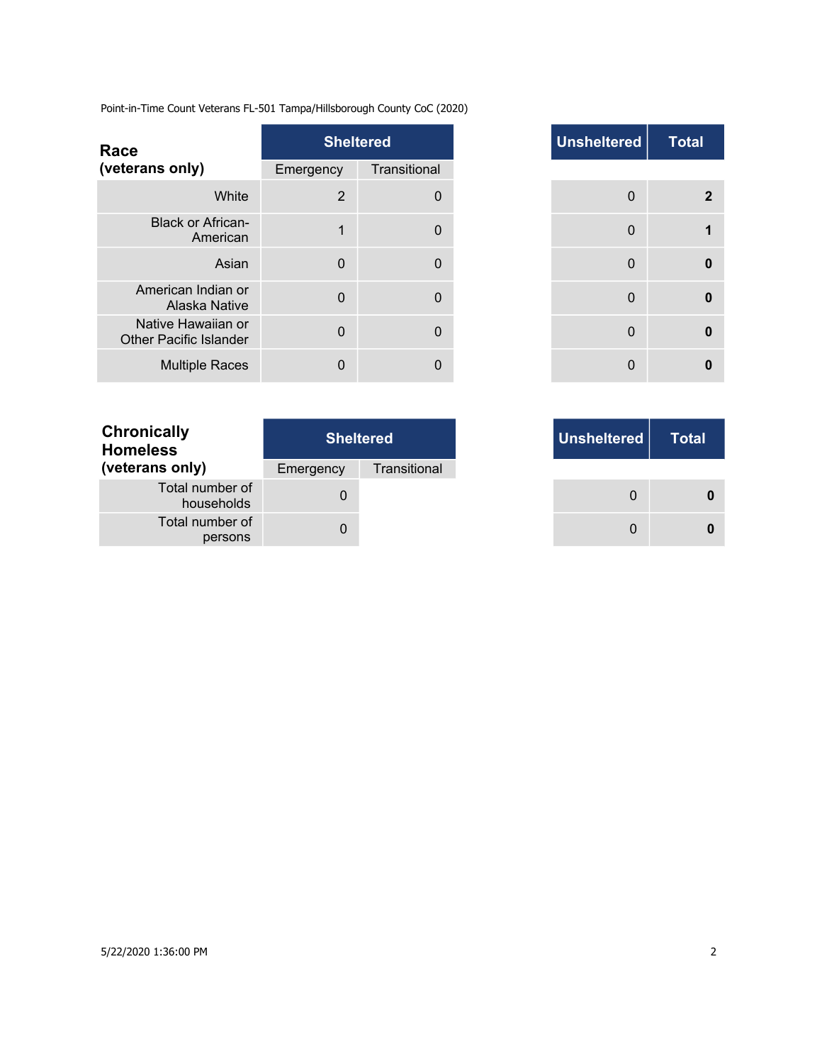Point-in-Time Count Veterans FL-501 Tampa/Hillsborough County CoC (2020)

| Race (veterans only) | Sheltered | | Unsheltered | Total |
|---|---|---|---|---|
| | Emergency | Transitional | | |
| White | 2 | 0 | 0 | **2** |
| Black or African-American | 1 | 0 | 0 | **1** |
| Asian | 0 | 0 | 0 | **0** |
| American Indian or Alaska Native | 0 | 0 | 0 | **0** |
| Native Hawaiian or Other Pacific Islander | 0 | 0 | 0 | **0** |
| Multiple Races | 0 | 0 | 0 | **0** |

| Chronically Homeless (veterans only) | Sheltered | | Unsheltered | Total |
|---|---|---|---|---|
| | Emergency | Transitional | | |
| Total number of households | 0 | | 0 | **0** |
| Total number of persons | 0 | | 0 | **0** |

5/22/2020 1:36:00 PM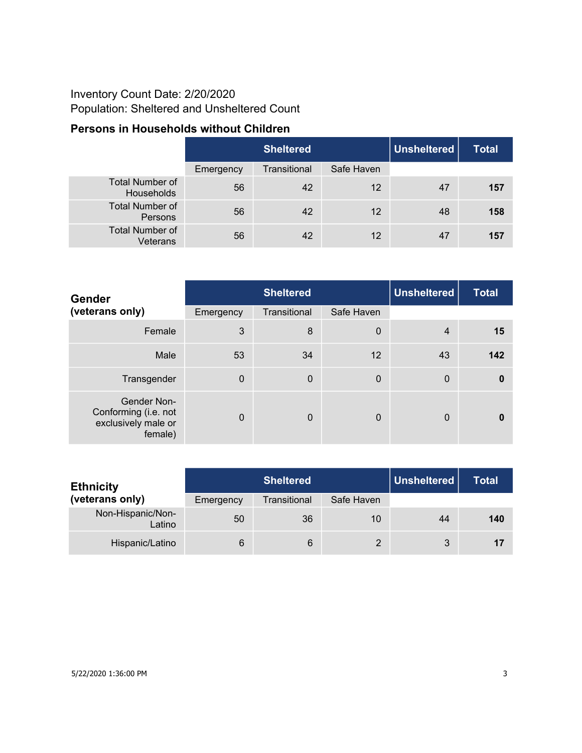Inventory Count Date: 2/20/2020

Population: Sheltered and Unsheltered Count

### Persons in Households without Children

| | Sheltered | | | Unsheltered | Total |
|---|---|---|---|---|---|
| | Emergency | Transitional | Safe Haven | | |
| Total Number of Households | 56 | 42 | 12 | 47 | **157** |
| Total Number of Persons | 56 | 42 | 12 | 48 | **158** |
| Total Number of Veterans | 56 | 42 | 12 | 47 | **157** |

| **Gender (veterans only)** | Sheltered | | | Unsheltered | Total |
|---|---|---|---|---|---|
| | Emergency | Transitional | Safe Haven | | |
| Female | 3 | 8 | 0 | 4 | **15** |
| Male | 53 | 34 | 12 | 43 | **142** |
| Transgender | 0 | 0 | 0 | 0 | **0** |
| Gender Non-Conforming (i.e. not exclusively male or female) | 0 | 0 | 0 | 0 | **0** |

| **Ethnicity (veterans only)** | Sheltered | | | Unsheltered | Total |
|---|---|---|---|---|---|
| | Emergency | Transitional | Safe Haven | | |
| Non-Hispanic/Non-Latino | 50 | 36 | 10 | 44 | **140** |
| Hispanic/Latino | 6 | 6 | 2 | 3 | **17** |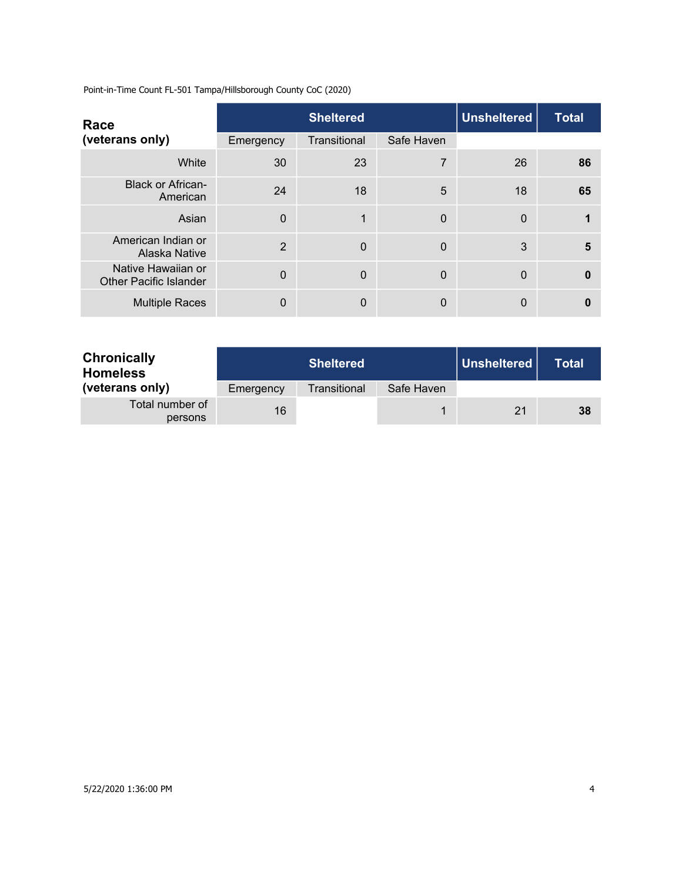Point-in-Time Count FL-501 Tampa/Hillsborough County CoC (2020)

| Race (veterans only) | Sheltered | | | Unsheltered | Total |
|---|---|---|---|---|---|
| | Emergency | Transitional | Safe Haven | | |
| White | 30 | 23 | 7 | 26 | **86** |
| Black or African-American | 24 | 18 | 5 | 18 | **65** |
| Asian | 0 | 1 | 0 | 0 | **1** |
| American Indian or Alaska Native | 2 | 0 | 0 | 3 | **5** |
| Native Hawaiian or Other Pacific Islander | 0 | 0 | 0 | 0 | **0** |
| Multiple Races | 0 | 0 | 0 | 0 | **0** |

| Chronically Homeless (veterans only) | Sheltered | | | Unsheltered | Total |
|---|---|---|---|---|---|
| | Emergency | Transitional | Safe Haven | | |
| Total number of persons | 16 | | 1 | 21 | **38** |

5/22/2020 1:36:00 PM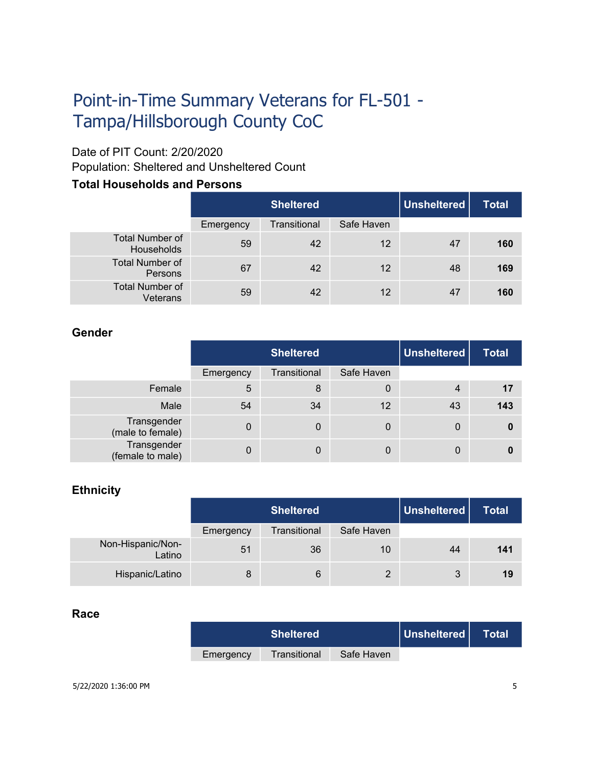# Point-in-Time Summary Veterans for FL-501 - Tampa/Hillsborough County CoC

Date of PIT Count: 2/20/2020
Population: Sheltered and Unsheltered Count

### Total Households and Persons

| | Sheltered | | | Unsheltered | Total |
|---|---|---|---|---|---|
| | Emergency | Transitional | Safe Haven | | |
| Total Number of Households | 59 | 42 | 12 | 47 | **160** |
| Total Number of Persons | 67 | 42 | 12 | 48 | **169** |
| Total Number of Veterans | 59 | 42 | 12 | 47 | **160** |

### Gender

| | Sheltered | | | Unsheltered | Total |
|---|---|---|---|---|---|
| | Emergency | Transitional | Safe Haven | | |
| Female | 5 | 8 | 0 | 4 | **17** |
| Male | 54 | 34 | 12 | 43 | **143** |
| Transgender (male to female) | 0 | 0 | 0 | 0 | **0** |
| Transgender (female to male) | 0 | 0 | 0 | 0 | **0** |

### Ethnicity

| | Sheltered | | | Unsheltered | Total |
|---|---|---|---|---|---|
| | Emergency | Transitional | Safe Haven | | |
| Non-Hispanic/Non-Latino | 51 | 36 | 10 | 44 | **141** |
| Hispanic/Latino | 8 | 6 | 2 | 3 | **19** |

### Race

| | Sheltered | | | Unsheltered | Total |
|---|---|---|---|---|---|
| | Emergency | Transitional | Safe Haven | | |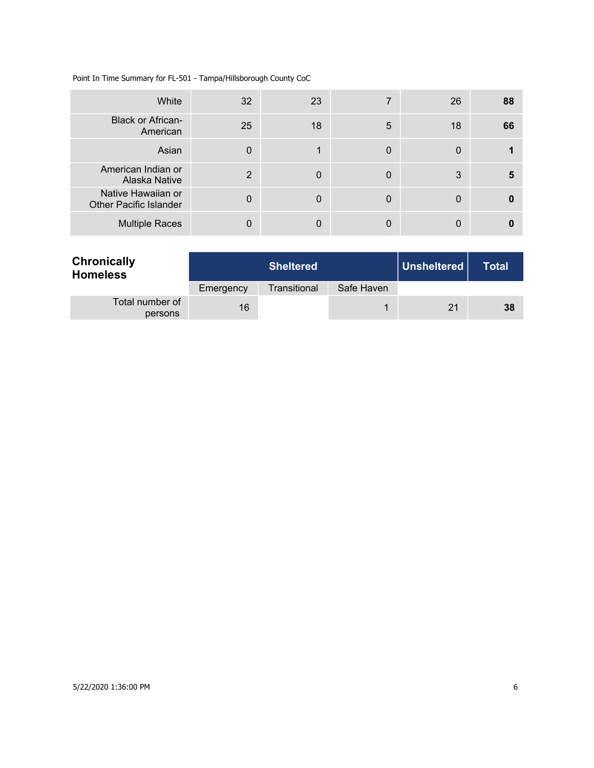| | | | | | |
|---|---|---|---|---|---|
| White | 32 | 23 | 7 | 26 | **88** |
| Black or African-American | 25 | 18 | 5 | 18 | **66** |
| Asian | 0 | 1 | 0 | 0 | **1** |
| American Indian or Alaska Native | 2 | 0 | 0 | 3 | **5** |
| Native Hawaiian or Other Pacific Islander | 0 | 0 | 0 | 0 | **0** |
| Multiple Races | 0 | 0 | 0 | 0 | **0** |

| **Chronically Homeless** | **Sheltered** | | | **Unsheltered** | **Total** |
|---|---|---|---|---|---|
| | Emergency | Transitional | Safe Haven | | |
| Total number of persons | 16 | | 1 | 21 | **38** |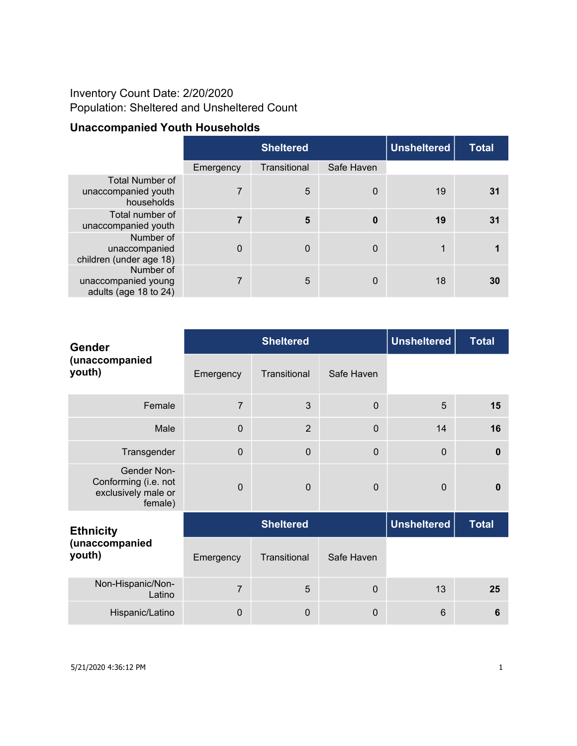Inventory Count Date: 2/20/2020
Population: Sheltered and Unsheltered Count

### Unaccompanied Youth Households

| | Sheltered | | | Unsheltered | Total |
|---|---|---|---|---|---|
| | Emergency | Transitional | Safe Haven | | |
| Total Number of unaccompanied youth households | 7 | 5 | 0 | 19 | **31** |
| Total number of unaccompanied youth | **7** | **5** | **0** | **19** | **31** |
| Number of unaccompanied children (under age 18) | 0 | 0 | 0 | 1 | **1** |
| Number of unaccompanied young adults (age 18 to 24) | 7 | 5 | 0 | 18 | **30** |

| **Gender (unaccompanied youth)** | Sheltered | | | Unsheltered | Total |
|---|---|---|---|---|---|
| | Emergency | Transitional | Safe Haven | | |
| Female | 7 | 3 | 0 | 5 | **15** |
| Male | 0 | 2 | 0 | 14 | **16** |
| Transgender | 0 | 0 | 0 | 0 | **0** |
| Gender Non-Conforming (i.e. not exclusively male or female) | 0 | 0 | 0 | 0 | **0** |

| **Ethnicity (unaccompanied youth)** | Sheltered | | | Unsheltered | Total |
|---|---|---|---|---|---|
| | Emergency | Transitional | Safe Haven | | |
| Non-Hispanic/Non-Latino | 7 | 5 | 0 | 13 | **25** |
| Hispanic/Latino | 0 | 0 | 0 | 6 | **6** |

5/21/2020 4:36:12 PM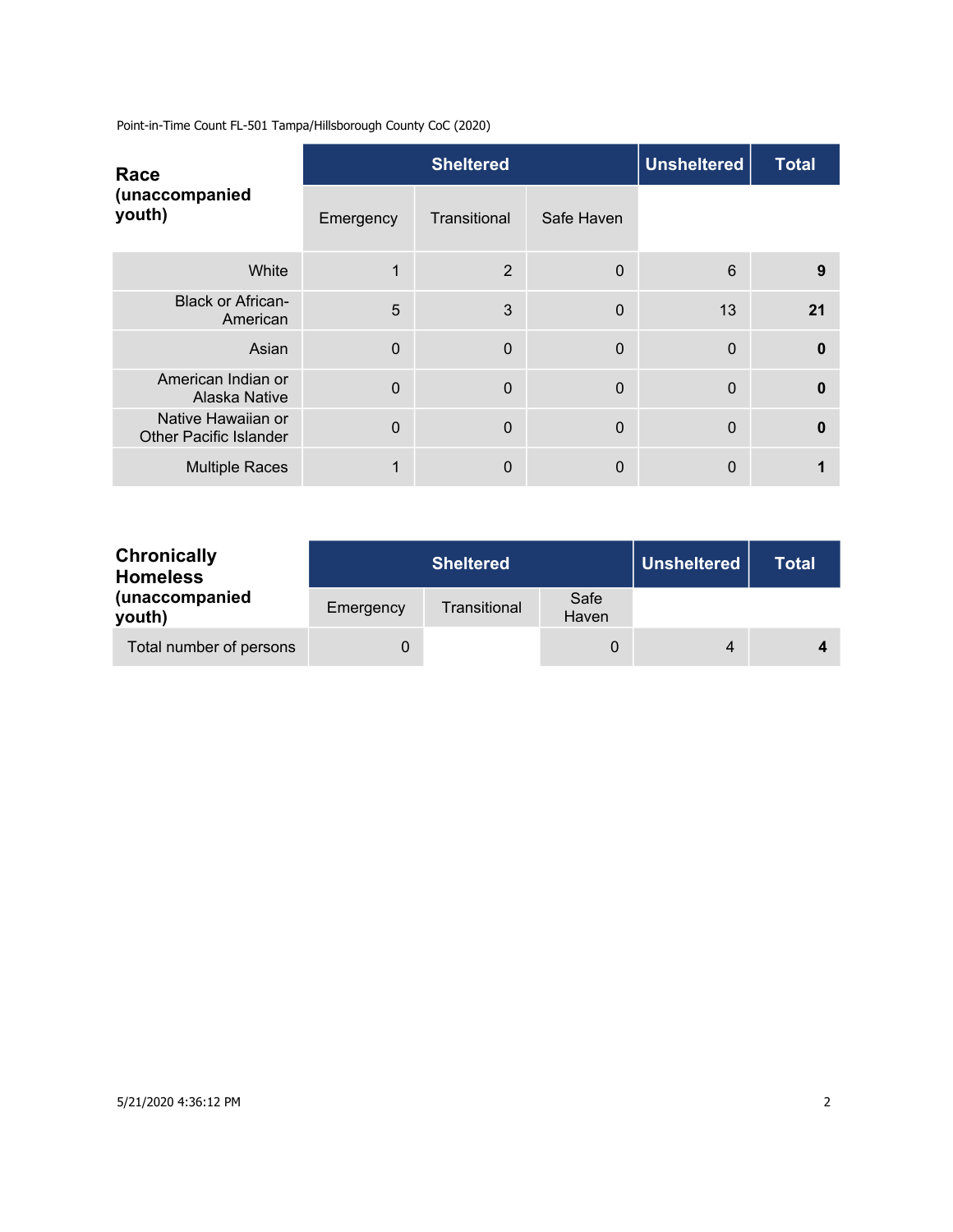Point-in-Time Count FL-501 Tampa/Hillsborough County CoC (2020)

| Race (unaccompanied youth) | Sheltered | | | Unsheltered | Total |
|---|---|---|---|---|---|
| | Emergency | Transitional | Safe Haven | | |
| White | 1 | 2 | 0 | 6 | **9** |
| Black or African-American | 5 | 3 | 0 | 13 | **21** |
| Asian | 0 | 0 | 0 | 0 | **0** |
| American Indian or Alaska Native | 0 | 0 | 0 | 0 | **0** |
| Native Hawaiian or Other Pacific Islander | 0 | 0 | 0 | 0 | **0** |
| Multiple Races | 1 | 0 | 0 | 0 | **1** |

| Chronically Homeless (unaccompanied youth) | Sheltered | | | Unsheltered | Total |
|---|---|---|---|---|---|
| | Emergency | Transitional | Safe Haven | | |
| Total number of persons | 0 | | 0 | 4 | **4** |

5/21/2020 4:36:12 PM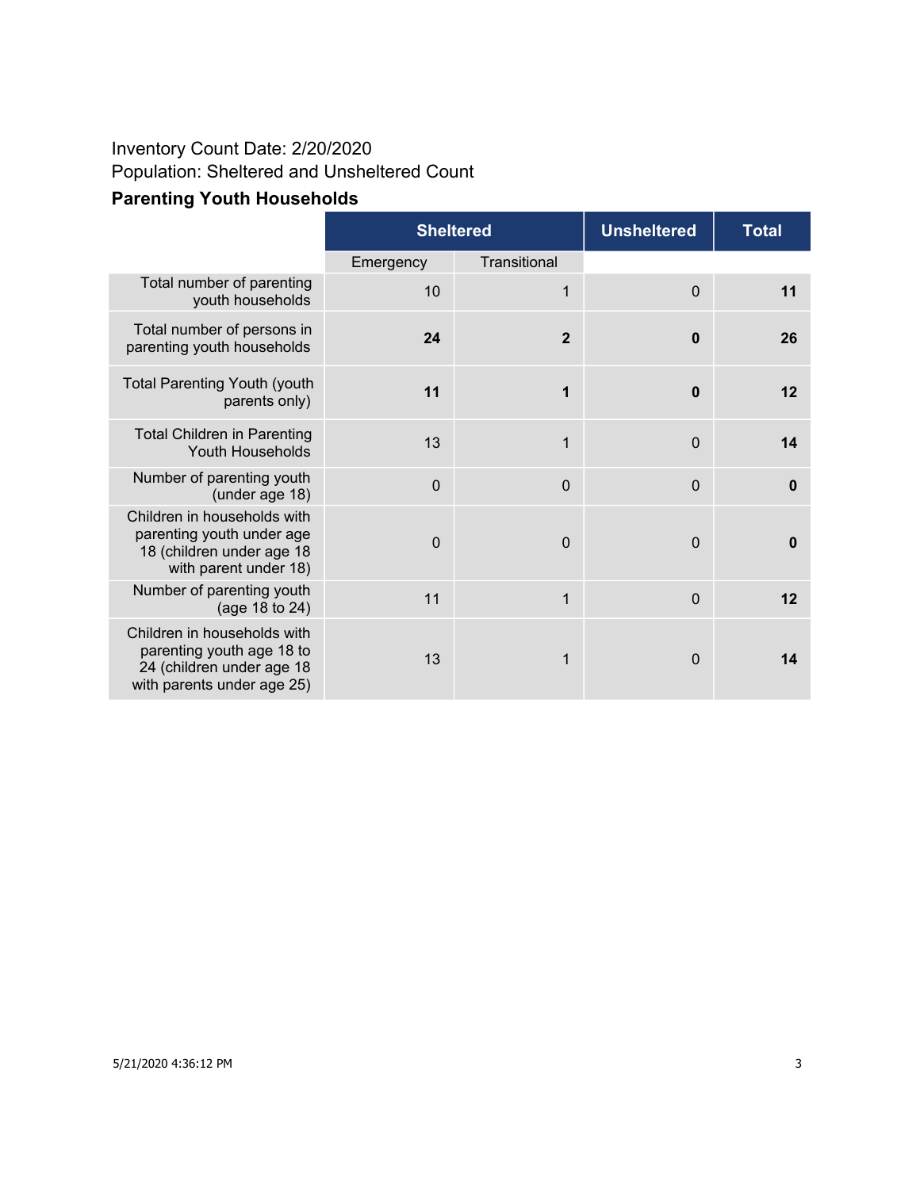Inventory Count Date: 2/20/2020

Population: Sheltered and Unsheltered Count

### Parenting Youth Households

| | Sheltered | | Unsheltered | Total |
|---|---|---|---|---|
| | Emergency | Transitional | | |
| Total number of parenting youth households | 10 | 1 | 0 | **11** |
| Total number of persons in parenting youth households | **24** | **2** | **0** | **26** |
| Total Parenting Youth (youth parents only) | **11** | **1** | **0** | **12** |
| Total Children in Parenting Youth Households | 13 | 1 | 0 | **14** |
| Number of parenting youth (under age 18) | 0 | 0 | 0 | **0** |
| Children in households with parenting youth under age 18 (children under age 18 with parent under 18) | 0 | 0 | 0 | **0** |
| Number of parenting youth (age 18 to 24) | 11 | 1 | 0 | **12** |
| Children in households with parenting youth age 18 to 24 (children under age 18 with parents under age 25) | 13 | 1 | 0 | **14** |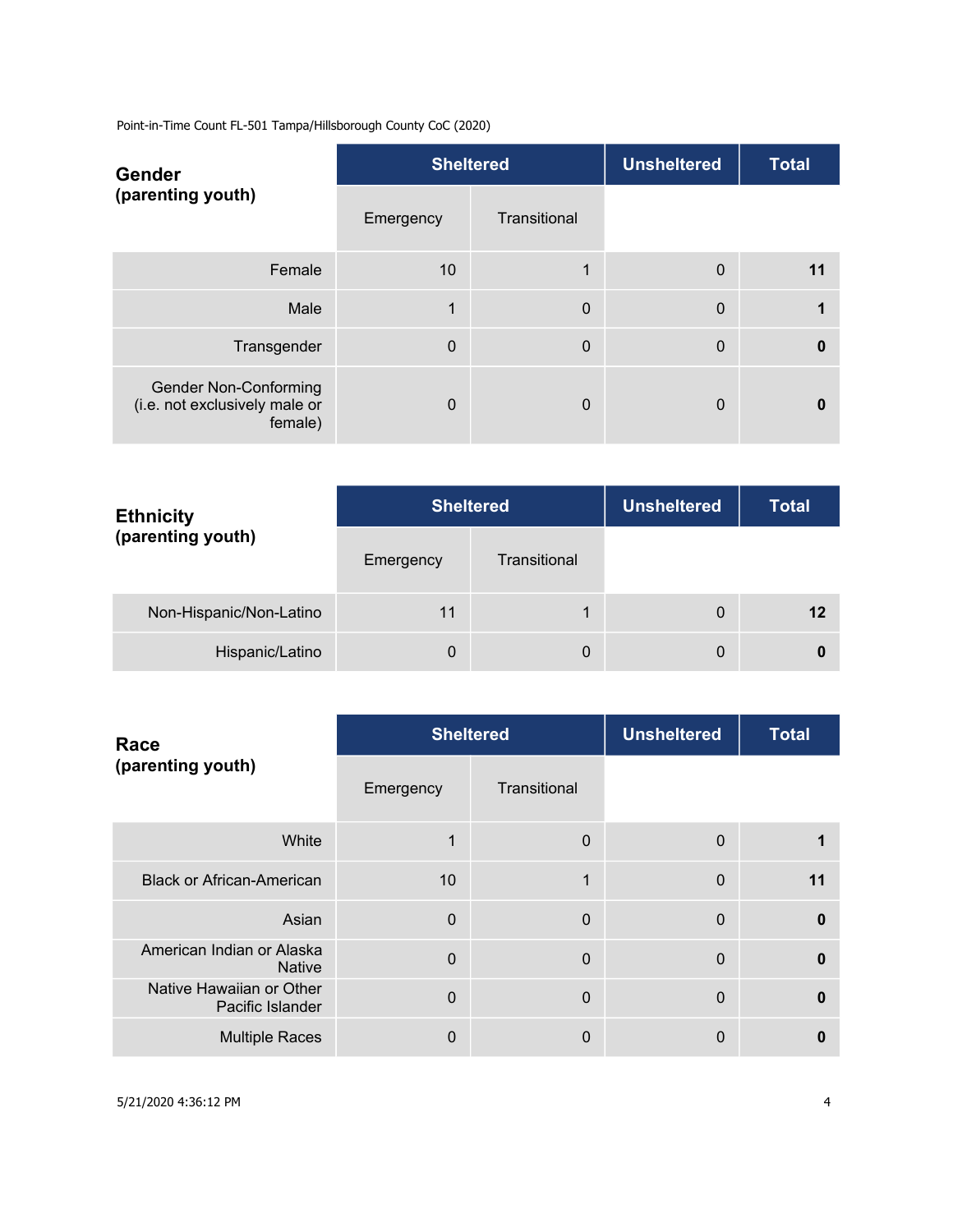Point-in-Time Count FL-501 Tampa/Hillsborough County CoC (2020)

| Gender (parenting youth) | Sheltered | | Unsheltered | Total |
|---|---|---|---|---|
| | Emergency | Transitional | | |
| Female | 10 | 1 | 0 | **11** |
| Male | 1 | 0 | 0 | **1** |
| Transgender | 0 | 0 | 0 | **0** |
| Gender Non-Conforming (i.e. not exclusively male or female) | 0 | 0 | 0 | **0** |

| Ethnicity (parenting youth) | Sheltered | | Unsheltered | Total |
|---|---|---|---|---|
| | Emergency | Transitional | | |
| Non-Hispanic/Non-Latino | 11 | 1 | 0 | **12** |
| Hispanic/Latino | 0 | 0 | 0 | **0** |

| Race (parenting youth) | Sheltered | | Unsheltered | Total |
|---|---|---|---|---|
| | Emergency | Transitional | | |
| White | 1 | 0 | 0 | **1** |
| Black or African-American | 10 | 1 | 0 | **11** |
| Asian | 0 | 0 | 0 | **0** |
| American Indian or Alaska Native | 0 | 0 | 0 | **0** |
| Native Hawaiian or Other Pacific Islander | 0 | 0 | 0 | **0** |
| Multiple Races | 0 | 0 | 0 | **0** |

5/21/2020 4:36:12 PM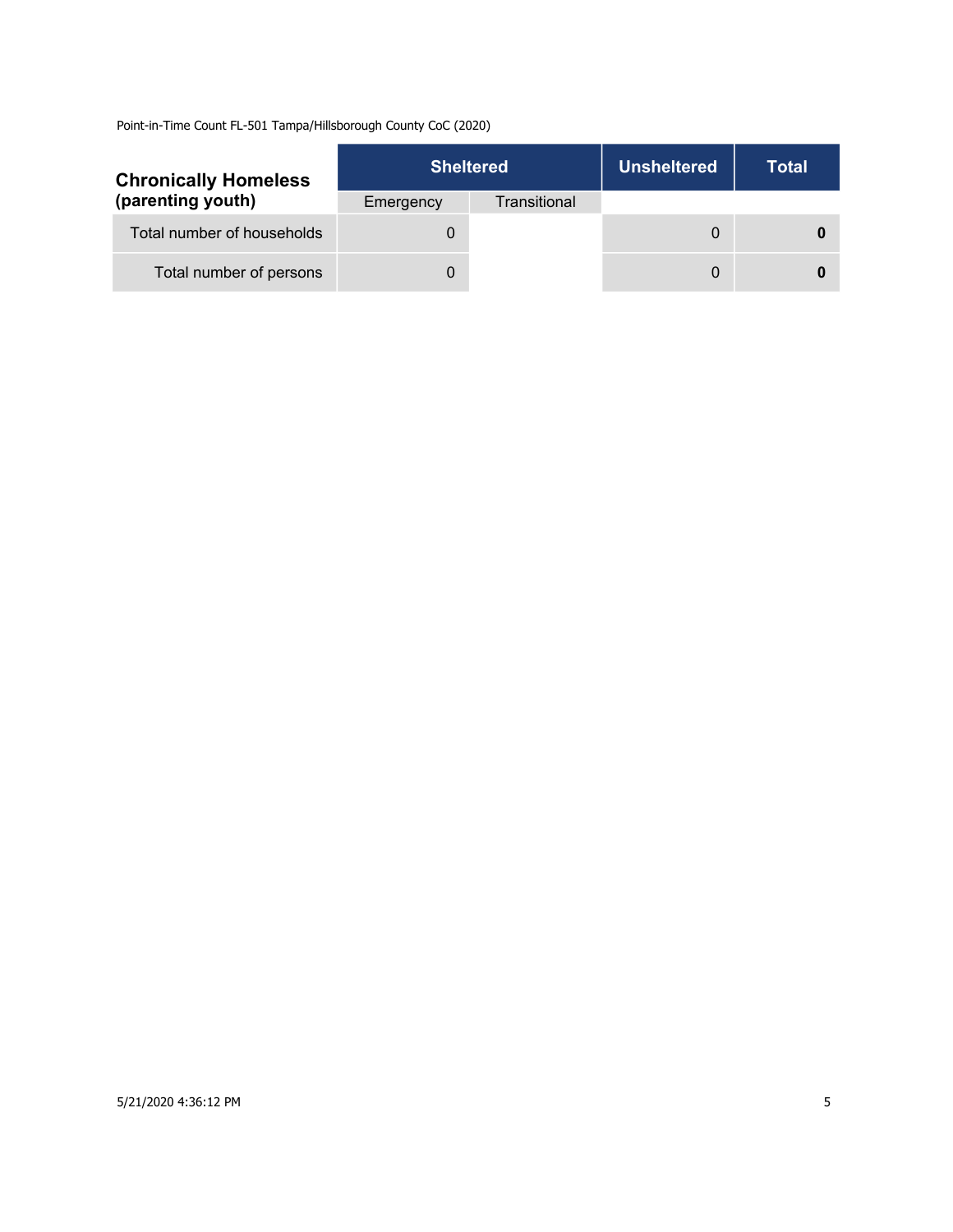Point-in-Time Count FL-501 Tampa/Hillsborough County CoC (2020)

| Chronically Homeless (parenting youth) | Sheltered | | Unsheltered | Total |
|---|---|---|---|---|
| | Emergency | Transitional | | |
| Total number of households | 0 | | 0 | **0** |
| Total number of persons | 0 | | 0 | **0** |

5/21/2020 4:36:12 PM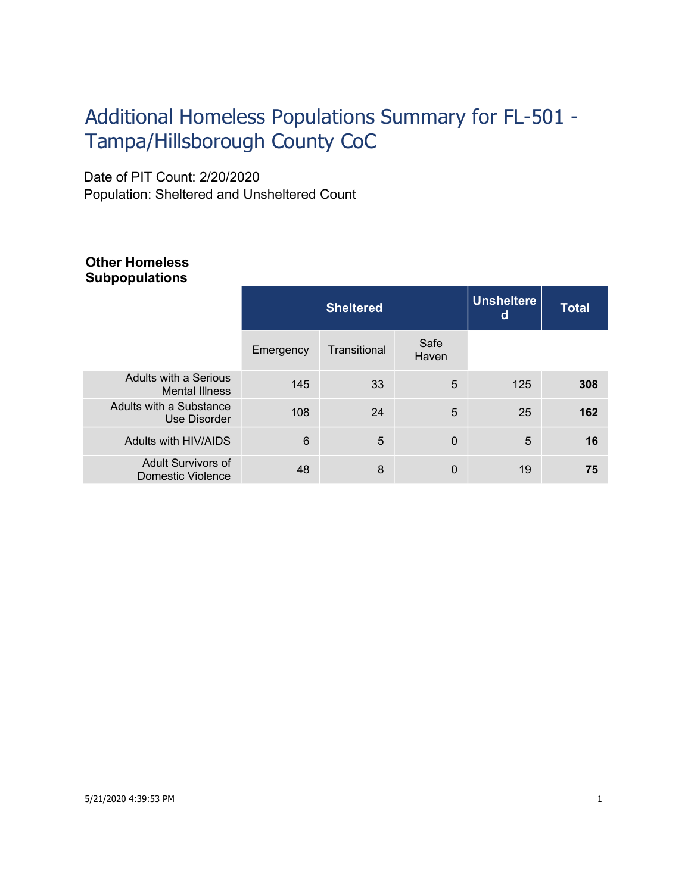# Additional Homeless Populations Summary for FL-501 - Tampa/Hillsborough County CoC

Date of PIT Count: 2/20/2020
Population: Sheltered and Unsheltered Count

**Other Homeless Subpopulations**

| | Sheltered | | | Unsheltered | Total |
|---|---|---|---|---|---|
| | Emergency | Transitional | Safe Haven | | |
| Adults with a Serious Mental Illness | 145 | 33 | 5 | 125 | **308** |
| Adults with a Substance Use Disorder | 108 | 24 | 5 | 25 | **162** |
| Adults with HIV/AIDS | 6 | 5 | 0 | 5 | **16** |
| Adult Survivors of Domestic Violence | 48 | 8 | 0 | 19 | **75** |

5/21/2020 4:39:53 PM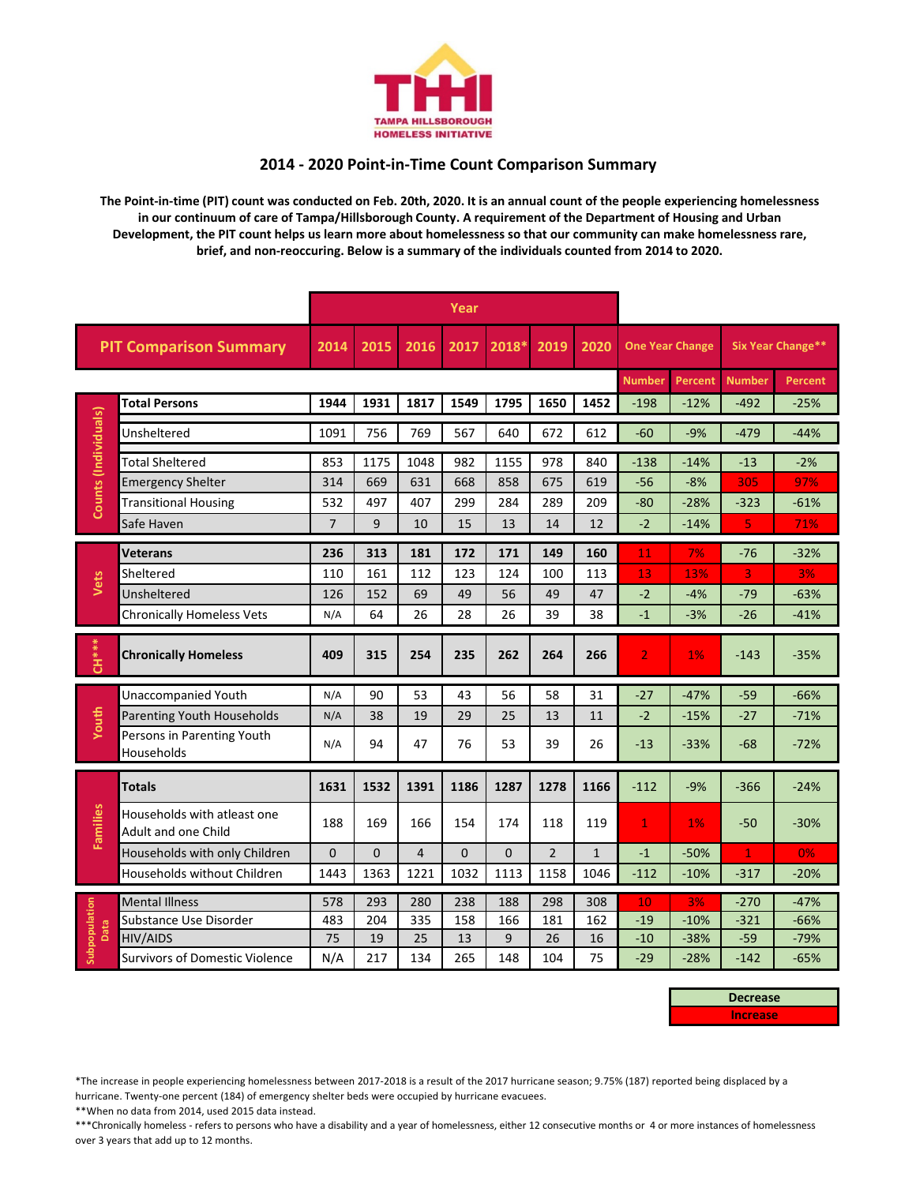TAMPA HILLSBOROUGH HOMELESS INITIATIVE

## 2014 - 2020 Point-in-Time Count Comparison Summary

**The Point-in-time (PIT) count was conducted on Feb. 20th, 2020. It is an annual count of the people experiencing homelessness in our continuum of care of Tampa/Hillsborough County. A requirement of the Department of Housing and Urban Development, the PIT count helps us learn more about homelessness so that our community can make homelessness rare, brief, and non-reoccuring. Below is a summary of the individuals counted from 2014 to 2020.**

| | PIT Comparison Summary | Year | | | | | | | One Year Change | | Six Year Change** | |
|---|---|---|---|---|---|---|---|---|---|---|---|---|
| | | 2014 | 2015 | 2016 | 2017 | 2018* | 2019 | 2020 | Number | Percent | Number | Percent |
| Counts (Individuals) | **Total Persons** | **1944** | **1931** | **1817** | **1549** | **1795** | **1650** | **1452** | -198 | -12% | -492 | -25% |
| | Unsheltered | 1091 | 756 | 769 | 567 | 640 | 672 | 612 | -60 | -9% | -479 | -44% |
| | Total Sheltered | 853 | 1175 | 1048 | 982 | 1155 | 978 | 840 | -138 | -14% | -13 | -2% |
| | Emergency Shelter | 314 | 669 | 631 | 668 | 858 | 675 | 619 | -56 | -8% | 305 | 97% |
| | Transitional Housing | 532 | 497 | 407 | 299 | 284 | 289 | 209 | -80 | -28% | -323 | -61% |
| | Safe Haven | 7 | 9 | 10 | 15 | 13 | 14 | 12 | -2 | -14% | 5 | 71% |
| Vets | **Veterans** | **236** | **313** | **181** | **172** | **171** | **149** | **160** | 11 | 7% | -76 | -32% |
| | Sheltered | 110 | 161 | 112 | 123 | 124 | 100 | 113 | 13 | 13% | 3 | 3% |
| | Unsheltered | 126 | 152 | 69 | 49 | 56 | 49 | 47 | -2 | -4% | -79 | -63% |
| | Chronically Homeless Vets | N/A | 64 | 26 | 28 | 26 | 39 | 38 | -1 | -3% | -26 | -41% |
| CH*** | **Chronically Homeless** | **409** | **315** | **254** | **235** | **262** | **264** | **266** | 2 | 1% | -143 | -35% |
| Youth | Unaccompanied Youth | N/A | 90 | 53 | 43 | 56 | 58 | 31 | -27 | -47% | -59 | -66% |
| | Parenting Youth Households | N/A | 38 | 19 | 29 | 25 | 13 | 11 | -2 | -15% | -27 | -71% |
| | Persons in Parenting Youth Households | N/A | 94 | 47 | 76 | 53 | 39 | 26 | -13 | -33% | -68 | -72% |
| Families | **Totals** | **1631** | **1532** | **1391** | **1186** | **1287** | **1278** | **1166** | -112 | -9% | -366 | -24% |
| | Households with atleast one Adult and one Child | 188 | 169 | 166 | 154 | 174 | 118 | 119 | 1 | 1% | -50 | -30% |
| | Households with only Children | 0 | 0 | 4 | 0 | 0 | 2 | 1 | -1 | -50% | 1 | 0% |
| | Households without Children | 1443 | 1363 | 1221 | 1032 | 1113 | 1158 | 1046 | -112 | -10% | -317 | -20% |
| Subpopulation Data | Mental Illness | 578 | 293 | 280 | 238 | 188 | 298 | 308 | 10 | 3% | -270 | -47% |
| | Substance Use Disorder | 483 | 204 | 335 | 158 | 166 | 181 | 162 | -19 | -10% | -321 | -66% |
| | HIV/AIDS | 75 | 19 | 25 | 13 | 9 | 26 | 16 | -10 | -38% | -59 | -79% |
| | Survivors of Domestic Violence | N/A | 217 | 134 | 265 | 148 | 104 | 75 | -29 | -28% | -142 | -65% |

Decrease

Increase

*The increase in people experiencing homelessness between 2017-2018 is a result of the 2017 hurricane season; 9.75% (187) reported being displaced by a hurricane. Twenty-one percent (184) of emergency shelter beds were occupied by hurricane evacuees.

**When no data from 2014, used 2015 data instead.

***Chronically homeless - refers to persons who have a disability and a year of homelessness, either 12 consecutive months or 4 or more instances of homelessness over 3 years that add up to 12 months.